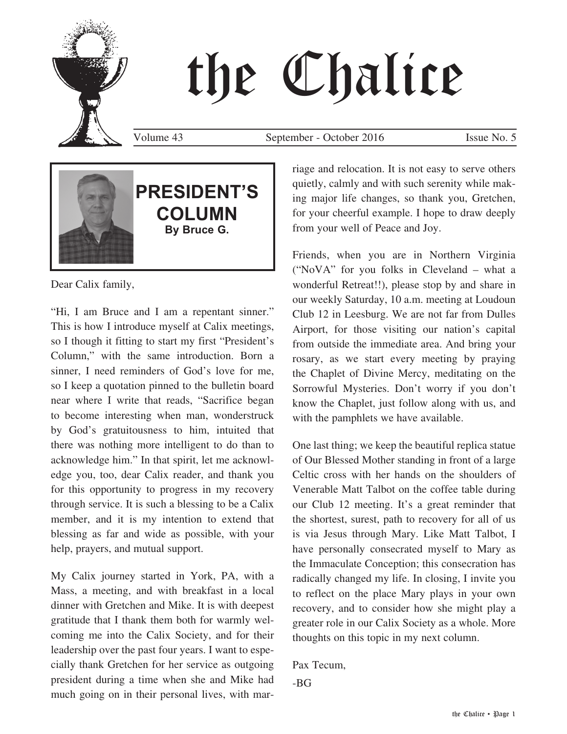# the Chalice

Volume 43 September - October 2016 Issue No. 5

## PRESIDENT'S COLUMN
**By Bruce G.**

Dear Calix family,

"Hi, I am Bruce and I am a repentant sinner." This is how I introduce myself at Calix meetings, so I though it fitting to start my first "President's Column," with the same introduction. Born a sinner, I need reminders of God's love for me, so I keep a quotation pinned to the bulletin board near where I write that reads, "Sacrifice began to become interesting when man, wonderstruck by God's gratuitousness to him, intuited that there was nothing more intelligent to do than to acknowledge him." In that spirit, let me acknowledge you, too, dear Calix reader, and thank you for this opportunity to progress in my recovery through service. It is such a blessing to be a Calix member, and it is my intention to extend that blessing as far and wide as possible, with your help, prayers, and mutual support.

My Calix journey started in York, PA, with a Mass, a meeting, and with breakfast in a local dinner with Gretchen and Mike. It is with deepest gratitude that I thank them both for warmly welcoming me into the Calix Society, and for their leadership over the past four years. I want to especially thank Gretchen for her service as outgoing president during a time when she and Mike had much going on in their personal lives, with marriage and relocation. It is not easy to serve others quietly, calmly and with such serenity while making major life changes, so thank you, Gretchen, for your cheerful example. I hope to draw deeply from your well of Peace and Joy.

Friends, when you are in Northern Virginia ("NoVA" for you folks in Cleveland – what a wonderful Retreat!!), please stop by and share in our weekly Saturday, 10 a.m. meeting at Loudoun Club 12 in Leesburg. We are not far from Dulles Airport, for those visiting our nation's capital from outside the immediate area. And bring your rosary, as we start every meeting by praying the Chaplet of Divine Mercy, meditating on the Sorrowful Mysteries. Don't worry if you don't know the Chaplet, just follow along with us, and with the pamphlets we have available.

One last thing; we keep the beautiful replica statue of Our Blessed Mother standing in front of a large Celtic cross with her hands on the shoulders of Venerable Matt Talbot on the coffee table during our Club 12 meeting. It's a great reminder that the shortest, surest, path to recovery for all of us is via Jesus through Mary. Like Matt Talbot, I have personally consecrated myself to Mary as the Immaculate Conception; this consecration has radically changed my life. In closing, I invite you to reflect on the place Mary plays in your own recovery, and to consider how she might play a greater role in our Calix Society as a whole. More thoughts on this topic in my next column.

Pax Tecum,

-BG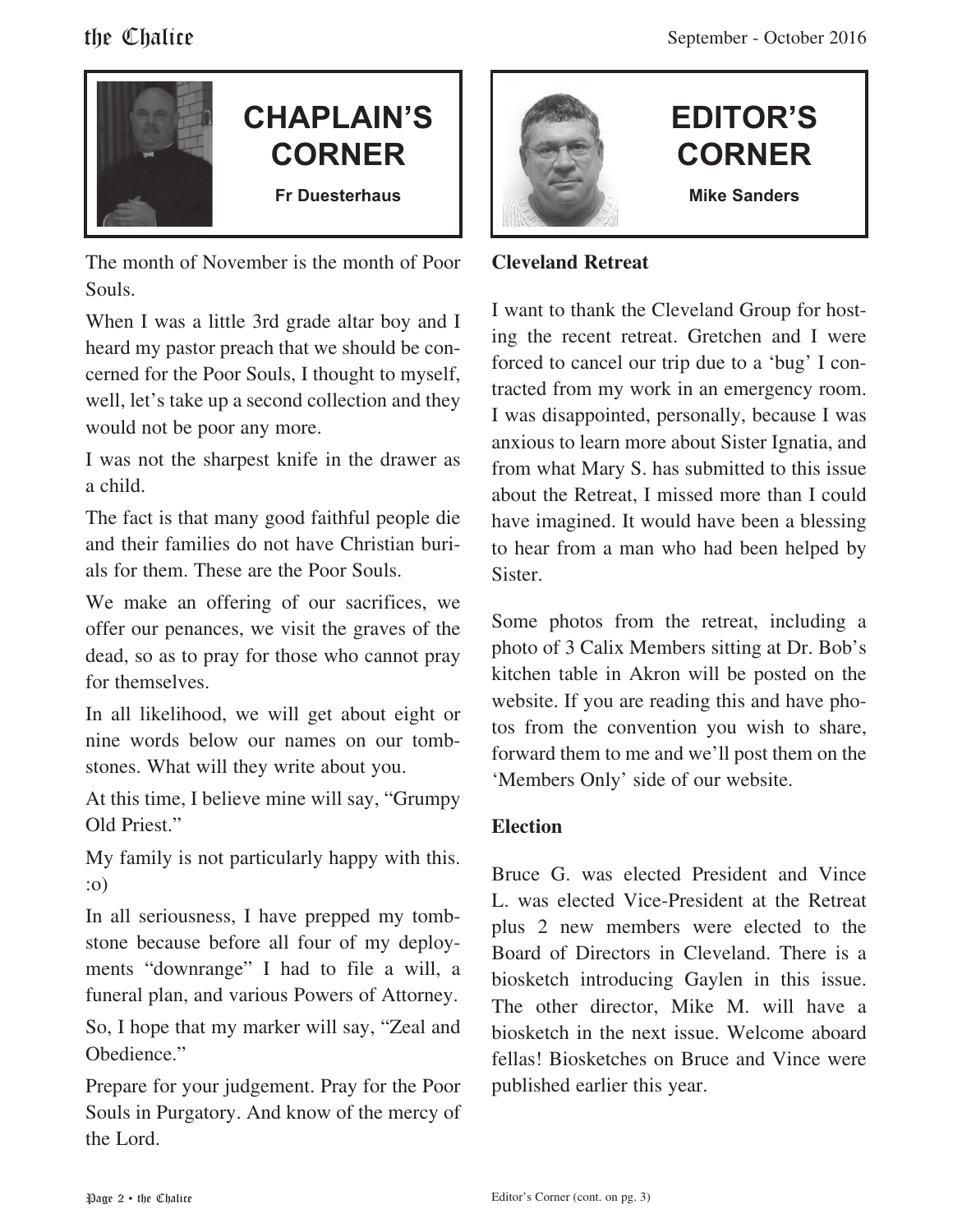## CHAPLAIN'S CORNER

**Fr Duesterhaus**

The month of November is the month of Poor Souls.

When I was a little 3rd grade altar boy and I heard my pastor preach that we should be concerned for the Poor Souls, I thought to myself, well, let's take up a second collection and they would not be poor any more.

I was not the sharpest knife in the drawer as a child.

The fact is that many good faithful people die and their families do not have Christian burials for them. These are the Poor Souls.

We make an offering of our sacrifices, we offer our penances, we visit the graves of the dead, so as to pray for those who cannot pray for themselves.

In all likelihood, we will get about eight or nine words below our names on our tombstones. What will they write about you.

At this time, I believe mine will say, "Grumpy Old Priest."

My family is not particularly happy with this. :o)

In all seriousness, I have prepped my tombstone because before all four of my deployments "downrange" I had to file a will, a funeral plan, and various Powers of Attorney.

So, I hope that my marker will say, "Zeal and Obedience."

Prepare for your judgement. Pray for the Poor Souls in Purgatory. And know of the mercy of the Lord.

## EDITOR'S CORNER

**Mike Sanders**

**Cleveland Retreat**

I want to thank the Cleveland Group for hosting the recent retreat. Gretchen and I were forced to cancel our trip due to a 'bug' I contracted from my work in an emergency room. I was disappointed, personally, because I was anxious to learn more about Sister Ignatia, and from what Mary S. has submitted to this issue about the Retreat, I missed more than I could have imagined. It would have been a blessing to hear from a man who had been helped by Sister.

Some photos from the retreat, including a photo of 3 Calix Members sitting at Dr. Bob's kitchen table in Akron will be posted on the website. If you are reading this and have photos from the convention you wish to share, forward them to me and we'll post them on the 'Members Only' side of our website.

**Election**

Bruce G. was elected President and Vince L. was elected Vice-President at the Retreat plus 2 new members were elected to the Board of Directors in Cleveland. There is a biosketch introducing Gaylen in this issue. The other director, Mike M. will have a biosketch in the next issue. Welcome aboard fellas! Biosketches on Bruce and Vince were published earlier this year.

Editor's Corner (cont. on pg. 3)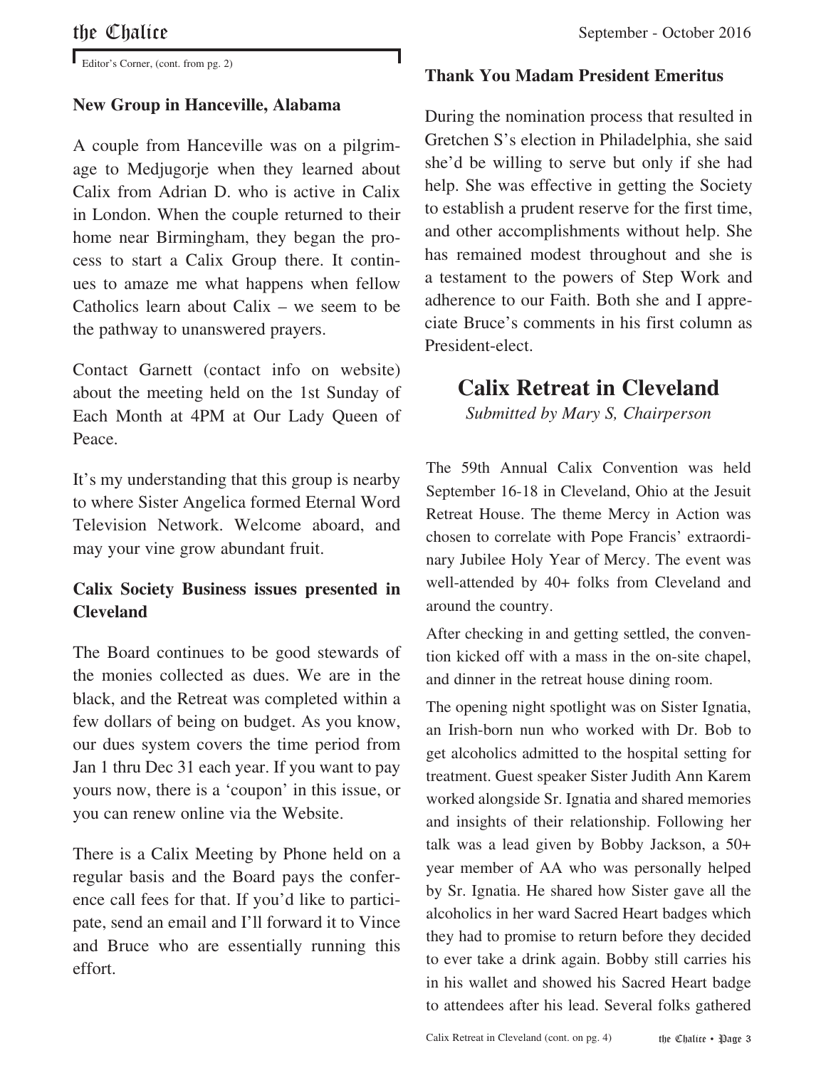Editor's Corner, (cont. from pg. 2)

**New Group in Hanceville, Alabama**

A couple from Hanceville was on a pilgrimage to Medjugorje when they learned about Calix from Adrian D. who is active in Calix in London. When the couple returned to their home near Birmingham, they began the process to start a Calix Group there. It continues to amaze me what happens when fellow Catholics learn about Calix – we seem to be the pathway to unanswered prayers.

Contact Garnett (contact info on website) about the meeting held on the 1st Sunday of Each Month at 4PM at Our Lady Queen of Peace.

It's my understanding that this group is nearby to where Sister Angelica formed Eternal Word Television Network. Welcome aboard, and may your vine grow abundant fruit.

**Calix Society Business issues presented in Cleveland**

The Board continues to be good stewards of the monies collected as dues. We are in the black, and the Retreat was completed within a few dollars of being on budget. As you know, our dues system covers the time period from Jan 1 thru Dec 31 each year. If you want to pay yours now, there is a 'coupon' in this issue, or you can renew online via the Website.

There is a Calix Meeting by Phone held on a regular basis and the Board pays the conference call fees for that. If you'd like to participate, send an email and I'll forward it to Vince and Bruce who are essentially running this effort.

**Thank You Madam President Emeritus**

During the nomination process that resulted in Gretchen S's election in Philadelphia, she said she'd be willing to serve but only if she had help. She was effective in getting the Society to establish a prudent reserve for the first time, and other accomplishments without help. She has remained modest throughout and she is a testament to the powers of Step Work and adherence to our Faith. Both she and I appreciate Bruce's comments in his first column as President-elect.

## Calix Retreat in Cleveland

*Submitted by Mary S, Chairperson*

The 59th Annual Calix Convention was held September 16-18 in Cleveland, Ohio at the Jesuit Retreat House. The theme Mercy in Action was chosen to correlate with Pope Francis' extraordinary Jubilee Holy Year of Mercy. The event was well-attended by 40+ folks from Cleveland and around the country.

After checking in and getting settled, the convention kicked off with a mass in the on-site chapel, and dinner in the retreat house dining room.

The opening night spotlight was on Sister Ignatia, an Irish-born nun who worked with Dr. Bob to get alcoholics admitted to the hospital setting for treatment. Guest speaker Sister Judith Ann Karem worked alongside Sr. Ignatia and shared memories and insights of their relationship. Following her talk was a lead given by Bobby Jackson, a 50+ year member of AA who was personally helped by Sr. Ignatia. He shared how Sister gave all the alcoholics in her ward Sacred Heart badges which they had to promise to return before they decided to ever take a drink again. Bobby still carries his in his wallet and showed his Sacred Heart badge to attendees after his lead. Several folks gathered

Calix Retreat in Cleveland (cont. on pg. 4)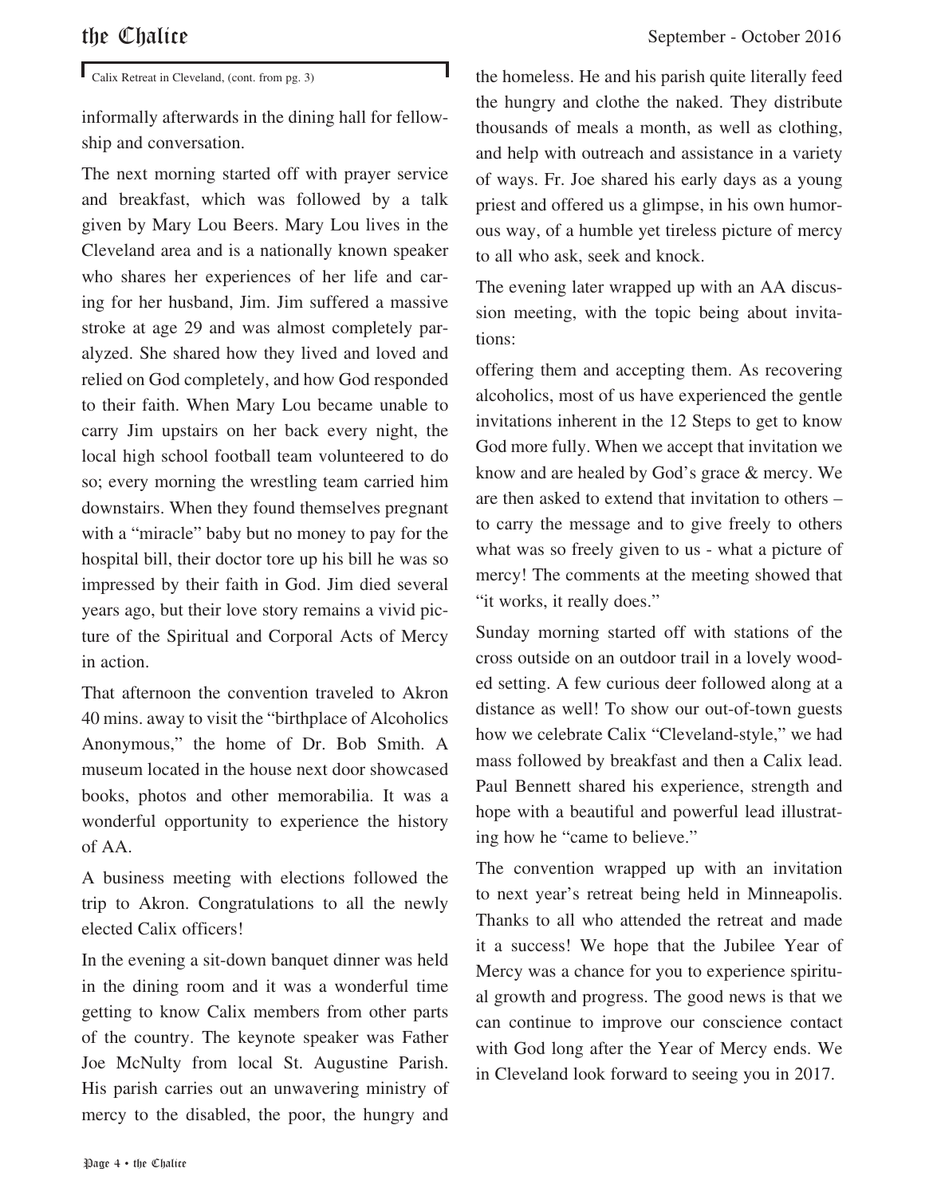Calix Retreat in Cleveland, (cont. from pg. 3)

informally afterwards in the dining hall for fellowship and conversation.

The next morning started off with prayer service and breakfast, which was followed by a talk given by Mary Lou Beers. Mary Lou lives in the Cleveland area and is a nationally known speaker who shares her experiences of her life and caring for her husband, Jim. Jim suffered a massive stroke at age 29 and was almost completely paralyzed. She shared how they lived and loved and relied on God completely, and how God responded to their faith. When Mary Lou became unable to carry Jim upstairs on her back every night, the local high school football team volunteered to do so; every morning the wrestling team carried him downstairs. When they found themselves pregnant with a "miracle" baby but no money to pay for the hospital bill, their doctor tore up his bill he was so impressed by their faith in God. Jim died several years ago, but their love story remains a vivid picture of the Spiritual and Corporal Acts of Mercy in action.

That afternoon the convention traveled to Akron 40 mins. away to visit the "birthplace of Alcoholics Anonymous," the home of Dr. Bob Smith. A museum located in the house next door showcased books, photos and other memorabilia. It was a wonderful opportunity to experience the history of AA.

A business meeting with elections followed the trip to Akron. Congratulations to all the newly elected Calix officers!

In the evening a sit-down banquet dinner was held in the dining room and it was a wonderful time getting to know Calix members from other parts of the country. The keynote speaker was Father Joe McNulty from local St. Augustine Parish. His parish carries out an unwavering ministry of mercy to the disabled, the poor, the hungry and the homeless. He and his parish quite literally feed the hungry and clothe the naked. They distribute thousands of meals a month, as well as clothing, and help with outreach and assistance in a variety of ways. Fr. Joe shared his early days as a young priest and offered us a glimpse, in his own humorous way, of a humble yet tireless picture of mercy to all who ask, seek and knock.

The evening later wrapped up with an AA discussion meeting, with the topic being about invitations:

offering them and accepting them. As recovering alcoholics, most of us have experienced the gentle invitations inherent in the 12 Steps to get to know God more fully. When we accept that invitation we know and are healed by God's grace & mercy. We are then asked to extend that invitation to others – to carry the message and to give freely to others what was so freely given to us - what a picture of mercy! The comments at the meeting showed that "it works, it really does."

Sunday morning started off with stations of the cross outside on an outdoor trail in a lovely wooded setting. A few curious deer followed along at a distance as well! To show our out-of-town guests how we celebrate Calix "Cleveland-style," we had mass followed by breakfast and then a Calix lead. Paul Bennett shared his experience, strength and hope with a beautiful and powerful lead illustrating how he "came to believe."

The convention wrapped up with an invitation to next year's retreat being held in Minneapolis. Thanks to all who attended the retreat and made it a success! We hope that the Jubilee Year of Mercy was a chance for you to experience spiritual growth and progress. The good news is that we can continue to improve our conscience contact with God long after the Year of Mercy ends. We in Cleveland look forward to seeing you in 2017.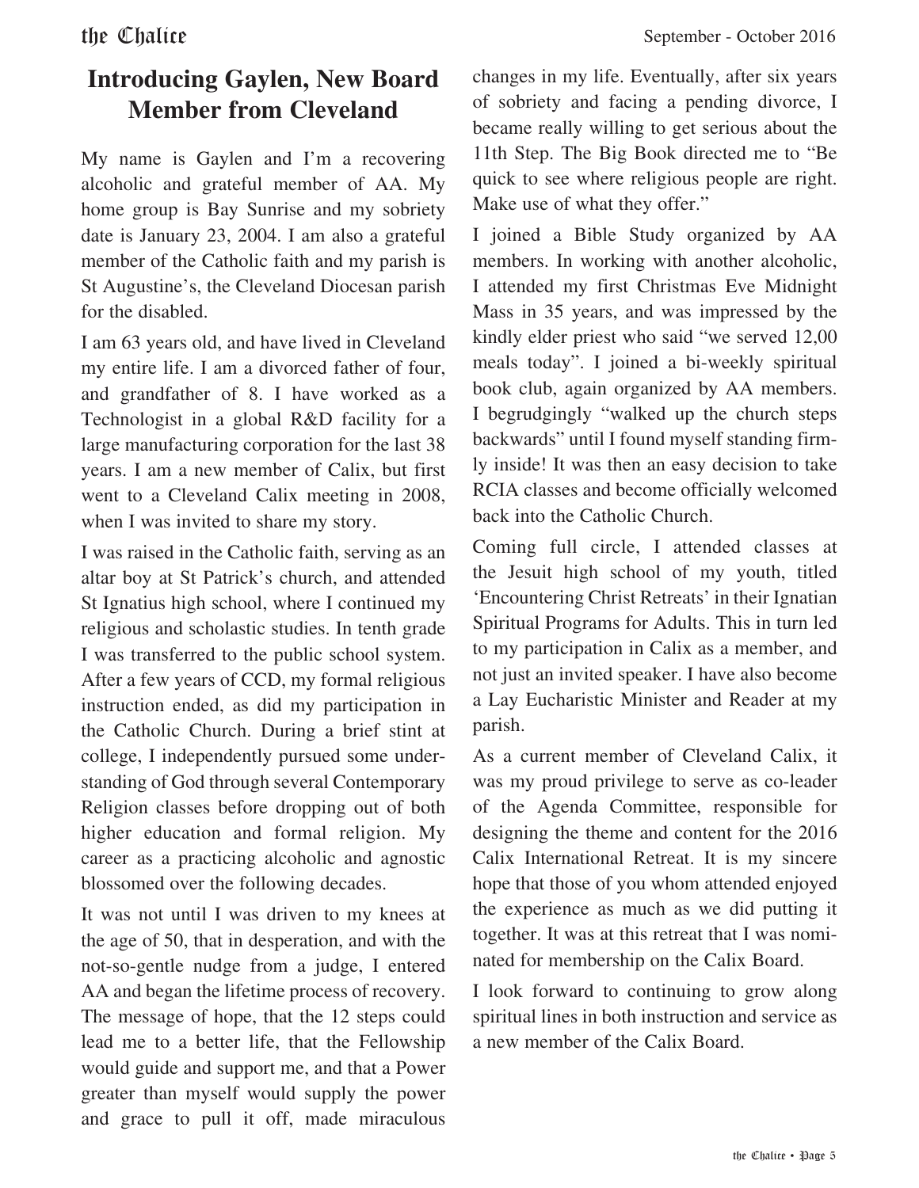# Introducing Gaylen, New Board Member from Cleveland

My name is Gaylen and I'm a recovering alcoholic and grateful member of AA. My home group is Bay Sunrise and my sobriety date is January 23, 2004. I am also a grateful member of the Catholic faith and my parish is St Augustine's, the Cleveland Diocesan parish for the disabled.

I am 63 years old, and have lived in Cleveland my entire life. I am a divorced father of four, and grandfather of 8. I have worked as a Technologist in a global R&D facility for a large manufacturing corporation for the last 38 years. I am a new member of Calix, but first went to a Cleveland Calix meeting in 2008, when I was invited to share my story.

I was raised in the Catholic faith, serving as an altar boy at St Patrick's church, and attended St Ignatius high school, where I continued my religious and scholastic studies. In tenth grade I was transferred to the public school system. After a few years of CCD, my formal religious instruction ended, as did my participation in the Catholic Church. During a brief stint at college, I independently pursued some understanding of God through several Contemporary Religion classes before dropping out of both higher education and formal religion. My career as a practicing alcoholic and agnostic blossomed over the following decades.

It was not until I was driven to my knees at the age of 50, that in desperation, and with the not-so-gentle nudge from a judge, I entered AA and began the lifetime process of recovery. The message of hope, that the 12 steps could lead me to a better life, that the Fellowship would guide and support me, and that a Power greater than myself would supply the power and grace to pull it off, made miraculous changes in my life. Eventually, after six years of sobriety and facing a pending divorce, I became really willing to get serious about the 11th Step. The Big Book directed me to "Be quick to see where religious people are right. Make use of what they offer."

I joined a Bible Study organized by AA members. In working with another alcoholic, I attended my first Christmas Eve Midnight Mass in 35 years, and was impressed by the kindly elder priest who said "we served 12,00 meals today". I joined a bi-weekly spiritual book club, again organized by AA members. I begrudgingly "walked up the church steps backwards" until I found myself standing firmly inside! It was then an easy decision to take RCIA classes and become officially welcomed back into the Catholic Church.

Coming full circle, I attended classes at the Jesuit high school of my youth, titled 'Encountering Christ Retreats' in their Ignatian Spiritual Programs for Adults. This in turn led to my participation in Calix as a member, and not just an invited speaker. I have also become a Lay Eucharistic Minister and Reader at my parish.

As a current member of Cleveland Calix, it was my proud privilege to serve as co-leader of the Agenda Committee, responsible for designing the theme and content for the 2016 Calix International Retreat. It is my sincere hope that those of you whom attended enjoyed the experience as much as we did putting it together. It was at this retreat that I was nominated for membership on the Calix Board.

I look forward to continuing to grow along spiritual lines in both instruction and service as a new member of the Calix Board.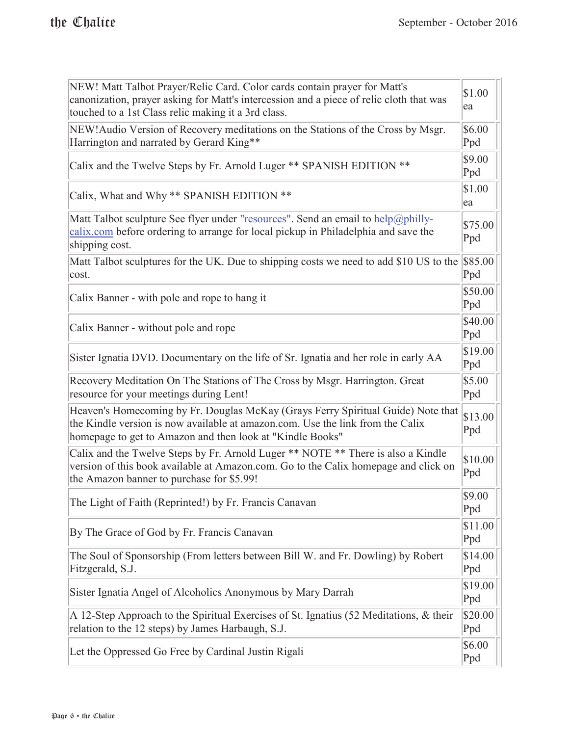| | |
|---|---|
| NEW! Matt Talbot Prayer/Relic Card. Color cards contain prayer for Matt's canonization, prayer asking for Matt's intercession and a piece of relic cloth that was touched to a 1st Class relic making it a 3rd class. | $1.00 ea |
| NEW!Audio Version of Recovery meditations on the Stations of the Cross by Msgr. Harrington and narrated by Gerard King** | $6.00 Ppd |
| Calix and the Twelve Steps by Fr. Arnold Luger ** SPANISH EDITION ** | $9.00 Ppd |
| Calix, What and Why ** SPANISH EDITION ** | $1.00 ea |
| Matt Talbot sculpture See flyer under "resources". Send an email to help@philly-calix.com before ordering to arrange for local pickup in Philadelphia and save the shipping cost. | $75.00 Ppd |
| Matt Talbot sculptures for the UK. Due to shipping costs we need to add $10 US to the cost. | $85.00 Ppd |
| Calix Banner - with pole and rope to hang it | $50.00 Ppd |
| Calix Banner - without pole and rope | $40.00 Ppd |
| Sister Ignatia DVD. Documentary on the life of Sr. Ignatia and her role in early AA | $19.00 Ppd |
| Recovery Meditation On The Stations of The Cross by Msgr. Harrington. Great resource for your meetings during Lent! | $5.00 Ppd |
| Heaven's Homecoming by Fr. Douglas McKay (Grays Ferry Spiritual Guide) Note that the Kindle version is now available at amazon.com. Use the link from the Calix homepage to get to Amazon and then look at "Kindle Books" | $13.00 Ppd |
| Calix and the Twelve Steps by Fr. Arnold Luger ** NOTE ** There is also a Kindle version of this book available at Amazon.com. Go to the Calix homepage and click on the Amazon banner to purchase for $5.99! | $10.00 Ppd |
| The Light of Faith (Reprinted!) by Fr. Francis Canavan | $9.00 Ppd |
| By The Grace of God by Fr. Francis Canavan | $11.00 Ppd |
| The Soul of Sponsorship (From letters between Bill W. and Fr. Dowling) by Robert Fitzgerald, S.J. | $14.00 Ppd |
| Sister Ignatia Angel of Alcoholics Anonymous by Mary Darrah | $19.00 Ppd |
| A 12-Step Approach to the Spiritual Exercises of St. Ignatius (52 Meditations, & their relation to the 12 steps) by James Harbaugh, S.J. | $20.00 Ppd |
| Let the Oppressed Go Free by Cardinal Justin Rigali | $6.00 Ppd |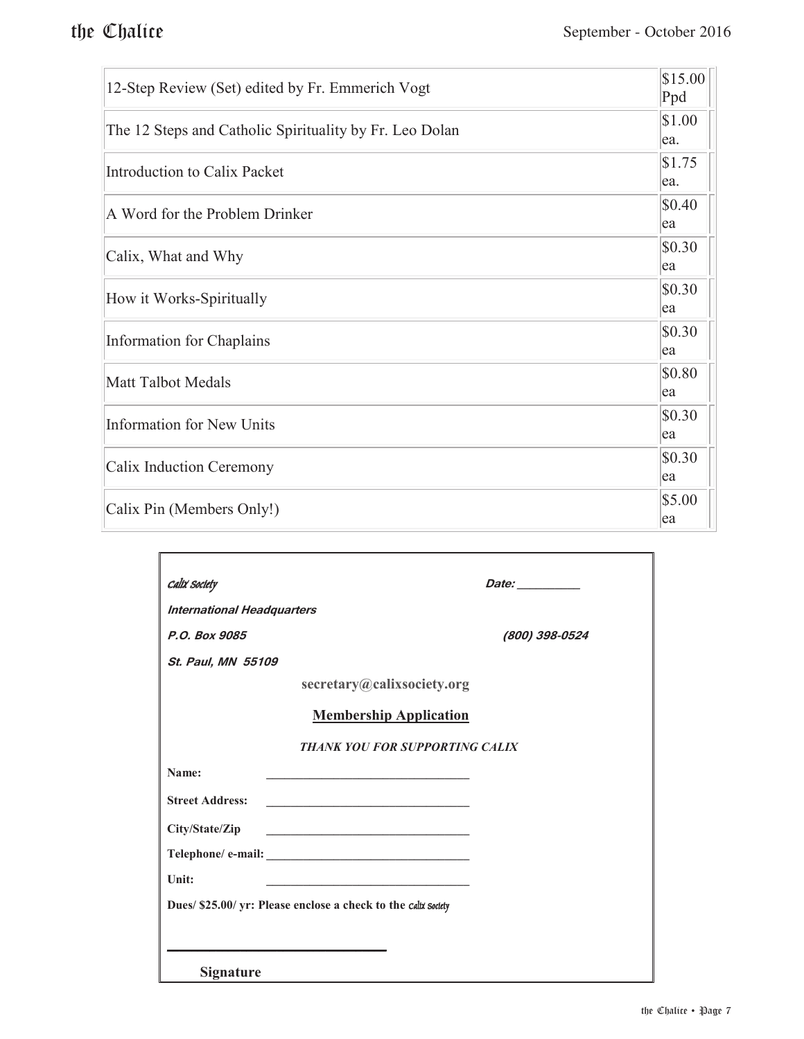| | |
|---|---|
| 12-Step Review (Set) edited by Fr. Emmerich Vogt | $15.00 Ppd |
| The 12 Steps and Catholic Spirituality by Fr. Leo Dolan | $1.00 ea. |
| Introduction to Calix Packet | $1.75 ea. |
| A Word for the Problem Drinker | $0.40 ea |
| Calix, What and Why | $0.30 ea |
| How it Works-Spiritually | $0.30 ea |
| Information for Chaplains | $0.30 ea |
| Matt Talbot Medals | $0.80 ea |
| Information for New Units | $0.30 ea |
| Calix Induction Ceremony | $0.30 ea |
| Calix Pin (Members Only!) | $5.00 ea |

*Calix Society* *Date: __________*

***International Headquarters***

***P.O. Box 9085*** ***(800) 398-0524***

***St. Paul, MN 55109***

**secretary@calixsociety.org**

**Membership Application**

***THANK YOU FOR SUPPORTING CALIX***

**Name:** ______________________________

**Street Address:** ______________________________

**City/State/Zip** ______________________________

**Telephone/ e-mail:** ______________________________

**Unit:** ______________________________

**Dues/ $25.00/ yr: Please enclose a check to the** *Calix Society*

______________________________

**Signature**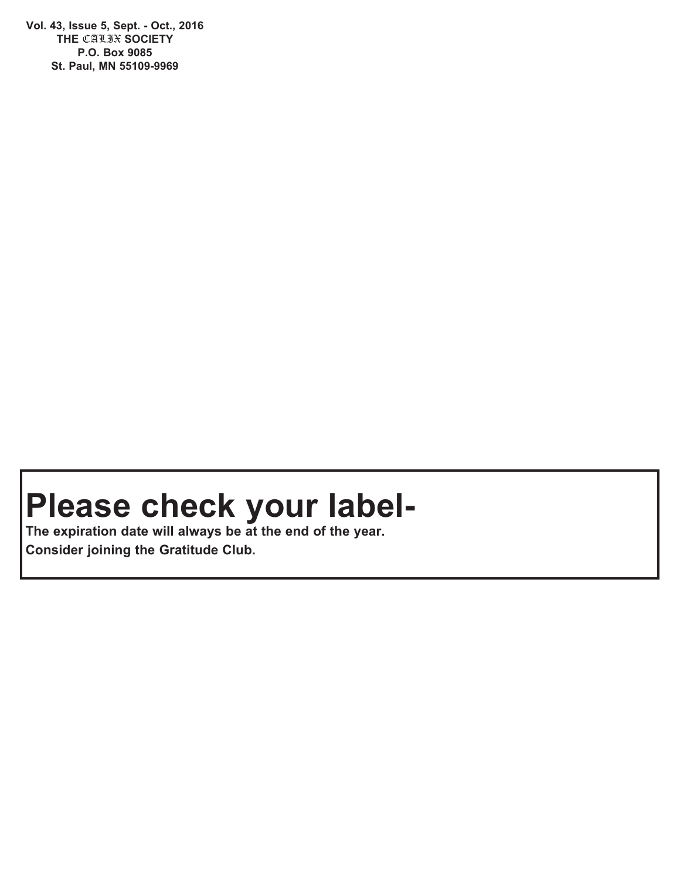Vol. 43, Issue 5, Sept. - Oct., 2016
THE CALIX SOCIETY
P.O. Box 9085
St. Paul, MN 55109-9969

# Please check your label-

**The expiration date will always be at the end of the year.**
**Consider joining the Gratitude Club.**